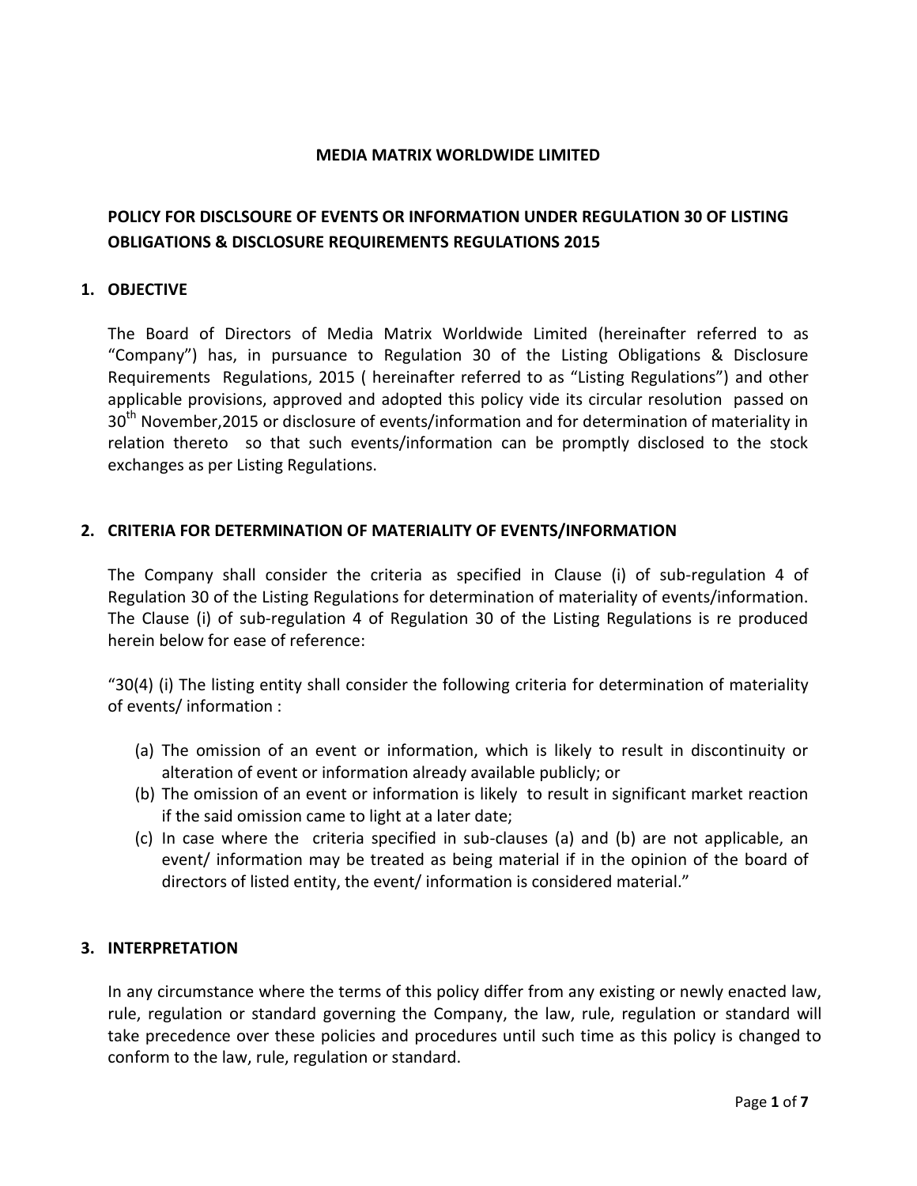**MEDIA MATRIX WORLDWIDE LIMITED**

# POLICY FOR DISCLSOURE OF EVENTS OR INFORMATION UNDER REGULATION 30 OF LISTING OBLIGATIONS & DISCLOSURE REQUIREMENTS REGULATIONS 2015

## 1. OBJECTIVE

The Board of Directors of Media Matrix Worldwide Limited (hereinafter referred to as "Company") has, in pursuance to Regulation 30 of the Listing Obligations & Disclosure Requirements Regulations, 2015 ( hereinafter referred to as "Listing Regulations") and other applicable provisions, approved and adopted this policy vide its circular resolution passed on 30th November,2015 or disclosure of events/information and for determination of materiality in relation thereto so that such events/information can be promptly disclosed to the stock exchanges as per Listing Regulations.

## 2. CRITERIA FOR DETERMINATION OF MATERIALITY OF EVENTS/INFORMATION

The Company shall consider the criteria as specified in Clause (i) of sub-regulation 4 of Regulation 30 of the Listing Regulations for determination of materiality of events/information. The Clause (i) of sub-regulation 4 of Regulation 30 of the Listing Regulations is re produced herein below for ease of reference:

"30(4) (i) The listing entity shall consider the following criteria for determination of materiality of events/ information :

(a) The omission of an event or information, which is likely to result in discontinuity or alteration of event or information already available publicly; or
(b) The omission of an event or information is likely to result in significant market reaction if the said omission came to light at a later date;
(c) In case where the criteria specified in sub-clauses (a) and (b) are not applicable, an event/ information may be treated as being material if in the opinion of the board of directors of listed entity, the event/ information is considered material."

## 3. INTERPRETATION

In any circumstance where the terms of this policy differ from any existing or newly enacted law, rule, regulation or standard governing the Company, the law, rule, regulation or standard will take precedence over these policies and procedures until such time as this policy is changed to conform to the law, rule, regulation or standard.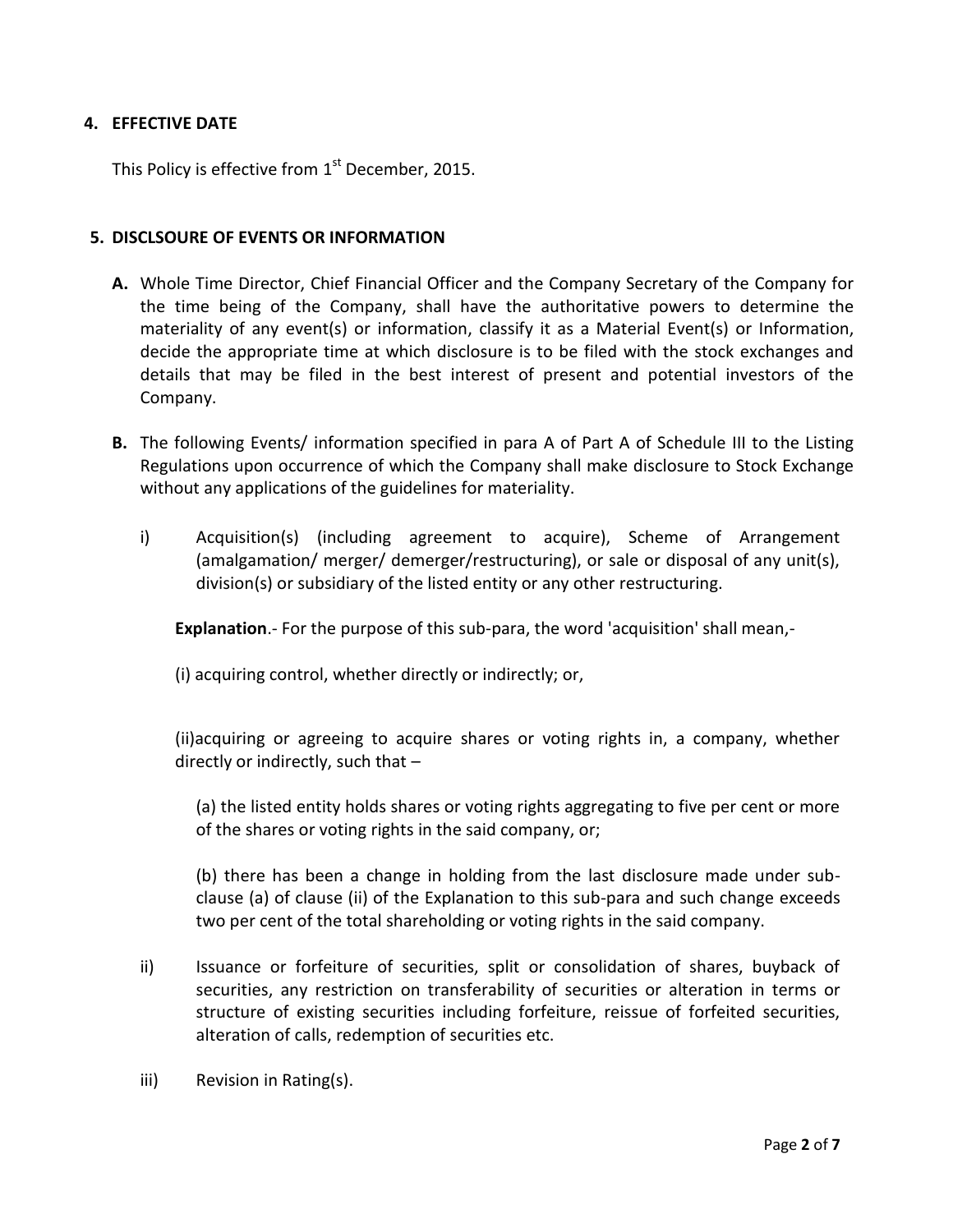## 4. EFFECTIVE DATE

This Policy is effective from 1st December, 2015.

## 5. DISCLSOURE OF EVENTS OR INFORMATION

**A.** Whole Time Director, Chief Financial Officer and the Company Secretary of the Company for the time being of the Company, shall have the authoritative powers to determine the materiality of any event(s) or information, classify it as a Material Event(s) or Information, decide the appropriate time at which disclosure is to be filed with the stock exchanges and details that may be filed in the best interest of present and potential investors of the Company.

**B.** The following Events/ information specified in para A of Part A of Schedule III to the Listing Regulations upon occurrence of which the Company shall make disclosure to Stock Exchange without any applications of the guidelines for materiality.

i) Acquisition(s) (including agreement to acquire), Scheme of Arrangement (amalgamation/ merger/ demerger/restructuring), or sale or disposal of any unit(s), division(s) or subsidiary of the listed entity or any other restructuring.

**Explanation**.- For the purpose of this sub-para, the word 'acquisition' shall mean,-

(i) acquiring control, whether directly or indirectly; or,

(ii)acquiring or agreeing to acquire shares or voting rights in, a company, whether directly or indirectly, such that –

(a) the listed entity holds shares or voting rights aggregating to five per cent or more of the shares or voting rights in the said company, or;

(b) there has been a change in holding from the last disclosure made under sub-clause (a) of clause (ii) of the Explanation to this sub-para and such change exceeds two per cent of the total shareholding or voting rights in the said company.

ii) Issuance or forfeiture of securities, split or consolidation of shares, buyback of securities, any restriction on transferability of securities or alteration in terms or structure of existing securities including forfeiture, reissue of forfeited securities, alteration of calls, redemption of securities etc.

iii) Revision in Rating(s).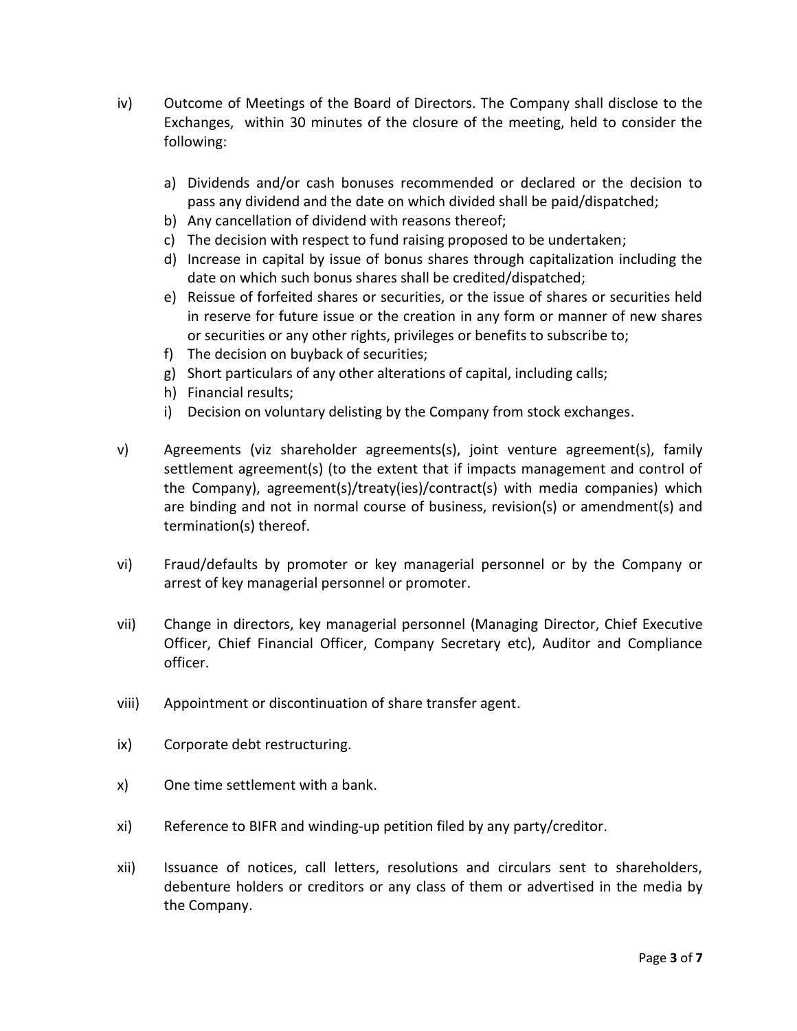iv) Outcome of Meetings of the Board of Directors. The Company shall disclose to the Exchanges, within 30 minutes of the closure of the meeting, held to consider the following:

   a) Dividends and/or cash bonuses recommended or declared or the decision to pass any dividend and the date on which divided shall be paid/dispatched;
   b) Any cancellation of dividend with reasons thereof;
   c) The decision with respect to fund raising proposed to be undertaken;
   d) Increase in capital by issue of bonus shares through capitalization including the date on which such bonus shares shall be credited/dispatched;
   e) Reissue of forfeited shares or securities, or the issue of shares or securities held in reserve for future issue or the creation in any form or manner of new shares or securities or any other rights, privileges or benefits to subscribe to;
   f) The decision on buyback of securities;
   g) Short particulars of any other alterations of capital, including calls;
   h) Financial results;
   i) Decision on voluntary delisting by the Company from stock exchanges.

v) Agreements (viz shareholder agreements(s), joint venture agreement(s), family settlement agreement(s) (to the extent that if impacts management and control of the Company), agreement(s)/treaty(ies)/contract(s) with media companies) which are binding and not in normal course of business, revision(s) or amendment(s) and termination(s) thereof.

vi) Fraud/defaults by promoter or key managerial personnel or by the Company or arrest of key managerial personnel or promoter.

vii) Change in directors, key managerial personnel (Managing Director, Chief Executive Officer, Chief Financial Officer, Company Secretary etc), Auditor and Compliance officer.

viii) Appointment or discontinuation of share transfer agent.

ix) Corporate debt restructuring.

x) One time settlement with a bank.

xi) Reference to BIFR and winding-up petition filed by any party/creditor.

xii) Issuance of notices, call letters, resolutions and circulars sent to shareholders, debenture holders or creditors or any class of them or advertised in the media by the Company.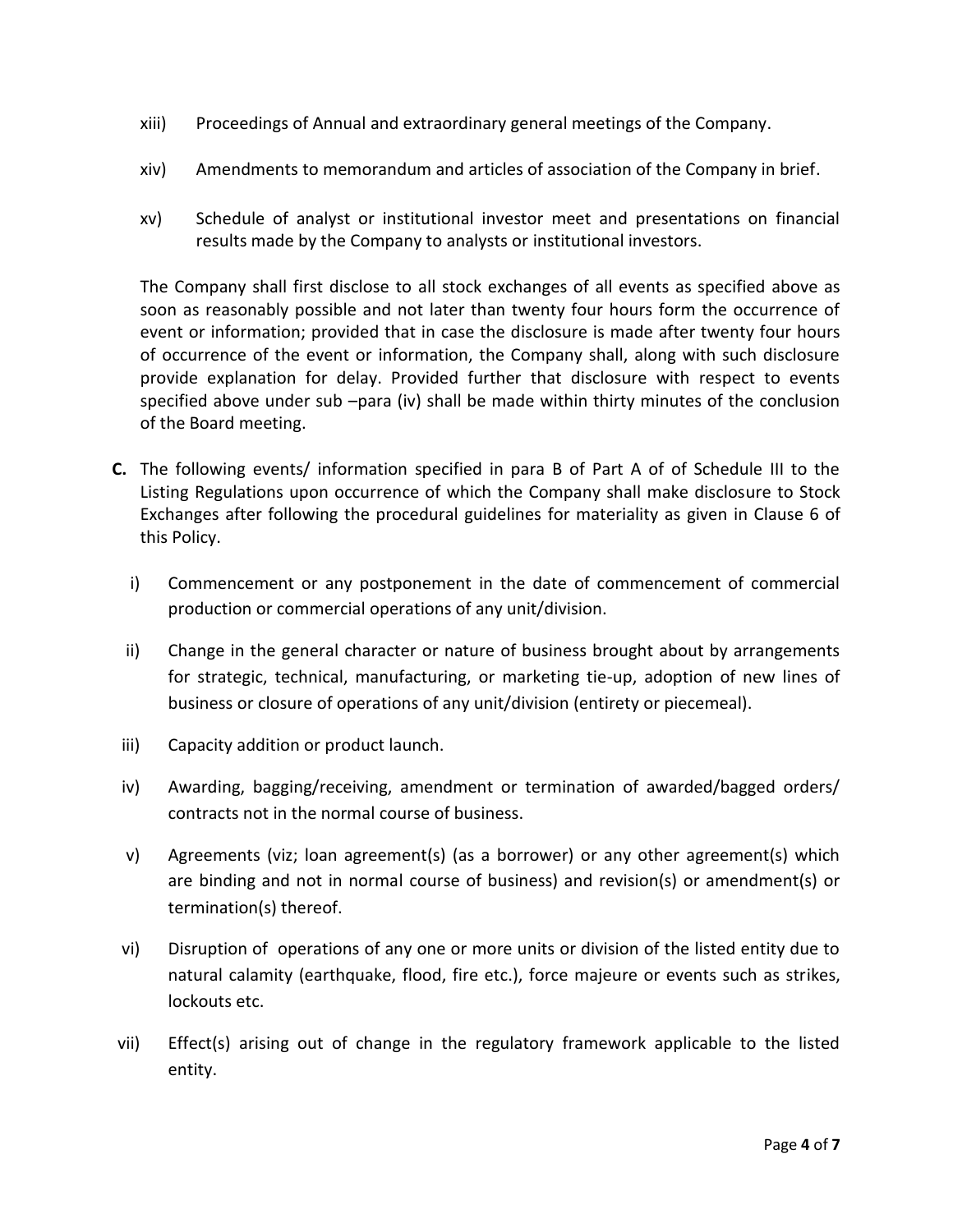xiii) Proceedings of Annual and extraordinary general meetings of the Company.

xiv) Amendments to memorandum and articles of association of the Company in brief.

xv) Schedule of analyst or institutional investor meet and presentations on financial results made by the Company to analysts or institutional investors.

The Company shall first disclose to all stock exchanges of all events as specified above as soon as reasonably possible and not later than twenty four hours form the occurrence of event or information; provided that in case the disclosure is made after twenty four hours of occurrence of the event or information, the Company shall, along with such disclosure provide explanation for delay. Provided further that disclosure with respect to events specified above under sub –para (iv) shall be made within thirty minutes of the conclusion of the Board meeting.

**C.** The following events/ information specified in para B of Part A of of Schedule III to the Listing Regulations upon occurrence of which the Company shall make disclosure to Stock Exchanges after following the procedural guidelines for materiality as given in Clause 6 of this Policy.

i) Commencement or any postponement in the date of commencement of commercial production or commercial operations of any unit/division.

ii) Change in the general character or nature of business brought about by arrangements for strategic, technical, manufacturing, or marketing tie-up, adoption of new lines of business or closure of operations of any unit/division (entirety or piecemeal).

iii) Capacity addition or product launch.

iv) Awarding, bagging/receiving, amendment or termination of awarded/bagged orders/ contracts not in the normal course of business.

v) Agreements (viz; loan agreement(s) (as a borrower) or any other agreement(s) which are binding and not in normal course of business) and revision(s) or amendment(s) or termination(s) thereof.

vi) Disruption of operations of any one or more units or division of the listed entity due to natural calamity (earthquake, flood, fire etc.), force majeure or events such as strikes, lockouts etc.

vii) Effect(s) arising out of change in the regulatory framework applicable to the listed entity.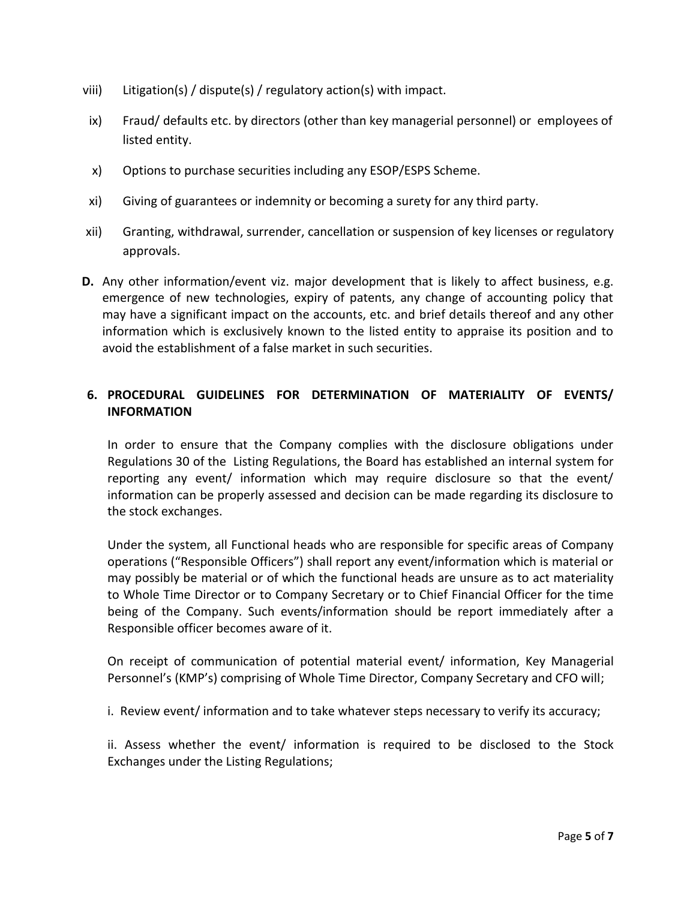viii) Litigation(s) / dispute(s) / regulatory action(s) with impact.

ix) Fraud/ defaults etc. by directors (other than key managerial personnel) or employees of listed entity.

x) Options to purchase securities including any ESOP/ESPS Scheme.

xi) Giving of guarantees or indemnity or becoming a surety for any third party.

xii) Granting, withdrawal, surrender, cancellation or suspension of key licenses or regulatory approvals.

**D.** Any other information/event viz. major development that is likely to affect business, e.g. emergence of new technologies, expiry of patents, any change of accounting policy that may have a significant impact on the accounts, etc. and brief details thereof and any other information which is exclusively known to the listed entity to appraise its position and to avoid the establishment of a false market in such securities.

## 6. PROCEDURAL GUIDELINES FOR DETERMINATION OF MATERIALITY OF EVENTS/ INFORMATION

In order to ensure that the Company complies with the disclosure obligations under Regulations 30 of the Listing Regulations, the Board has established an internal system for reporting any event/ information which may require disclosure so that the event/ information can be properly assessed and decision can be made regarding its disclosure to the stock exchanges.

Under the system, all Functional heads who are responsible for specific areas of Company operations ("Responsible Officers") shall report any event/information which is material or may possibly be material or of which the functional heads are unsure as to act materiality to Whole Time Director or to Company Secretary or to Chief Financial Officer for the time being of the Company. Such events/information should be report immediately after a Responsible officer becomes aware of it.

On receipt of communication of potential material event/ information, Key Managerial Personnel's (KMP's) comprising of Whole Time Director, Company Secretary and CFO will;

i. Review event/ information and to take whatever steps necessary to verify its accuracy;

ii. Assess whether the event/ information is required to be disclosed to the Stock Exchanges under the Listing Regulations;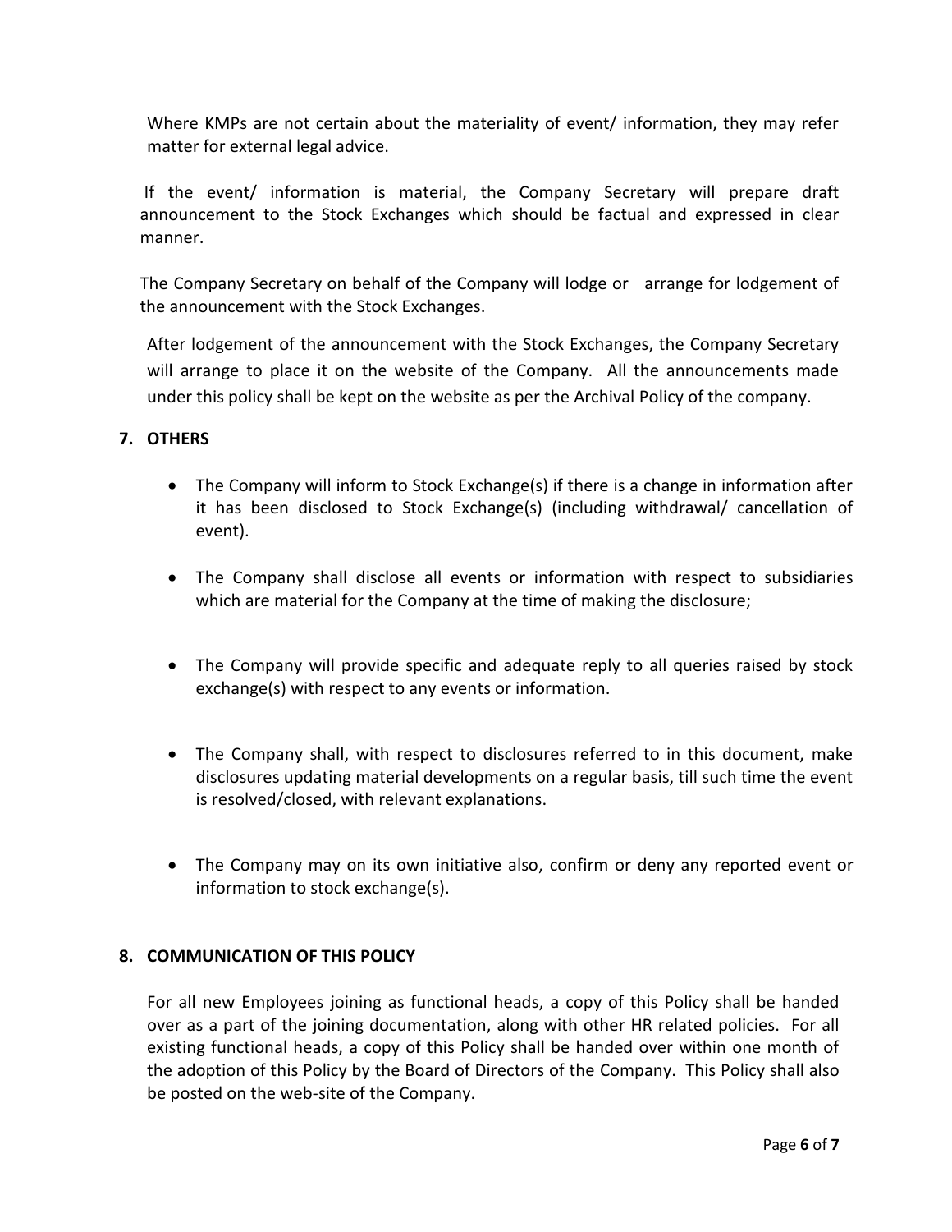Where KMPs are not certain about the materiality of event/ information, they may refer matter for external legal advice.

If the event/ information is material, the Company Secretary will prepare draft announcement to the Stock Exchanges which should be factual and expressed in clear manner.

The Company Secretary on behalf of the Company will lodge or arrange for lodgement of the announcement with the Stock Exchanges.

After lodgement of the announcement with the Stock Exchanges, the Company Secretary will arrange to place it on the website of the Company. All the announcements made under this policy shall be kept on the website as per the Archival Policy of the company.

## 7. OTHERS

- The Company will inform to Stock Exchange(s) if there is a change in information after it has been disclosed to Stock Exchange(s) (including withdrawal/ cancellation of event).
- The Company shall disclose all events or information with respect to subsidiaries which are material for the Company at the time of making the disclosure;
- The Company will provide specific and adequate reply to all queries raised by stock exchange(s) with respect to any events or information.
- The Company shall, with respect to disclosures referred to in this document, make disclosures updating material developments on a regular basis, till such time the event is resolved/closed, with relevant explanations.
- The Company may on its own initiative also, confirm or deny any reported event or information to stock exchange(s).

## 8. COMMUNICATION OF THIS POLICY

For all new Employees joining as functional heads, a copy of this Policy shall be handed over as a part of the joining documentation, along with other HR related policies. For all existing functional heads, a copy of this Policy shall be handed over within one month of the adoption of this Policy by the Board of Directors of the Company. This Policy shall also be posted on the web-site of the Company.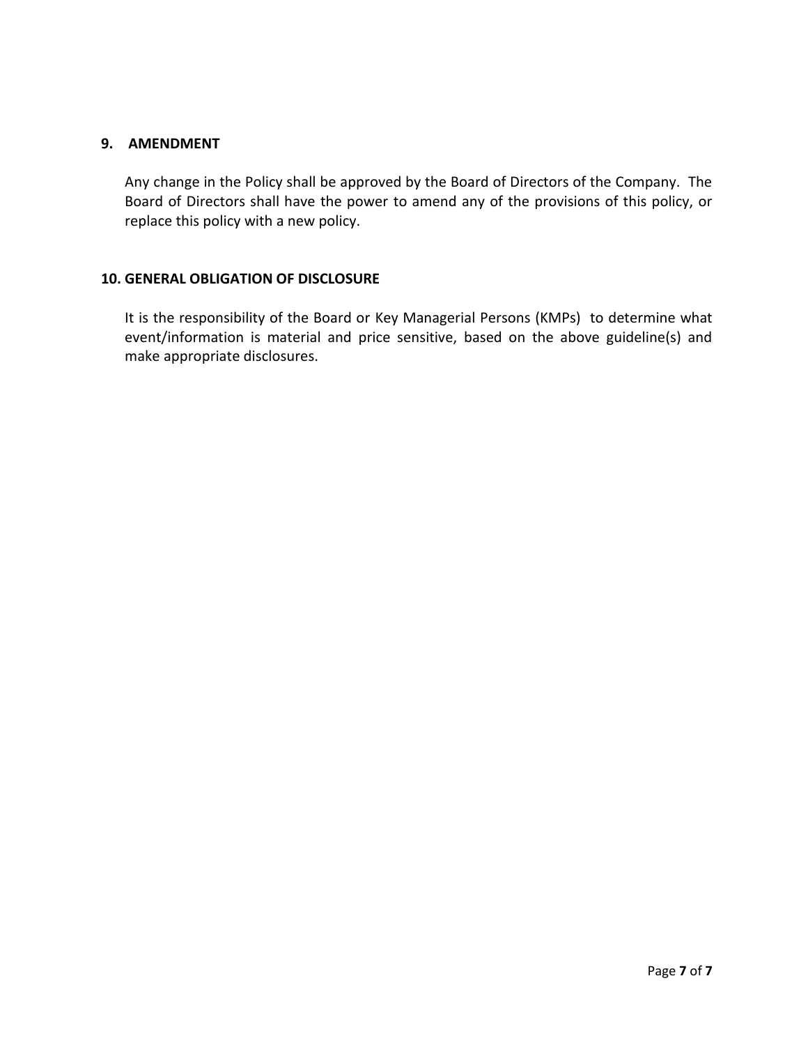## 9. AMENDMENT

Any change in the Policy shall be approved by the Board of Directors of the Company. The Board of Directors shall have the power to amend any of the provisions of this policy, or replace this policy with a new policy.

## 10. GENERAL OBLIGATION OF DISCLOSURE

It is the responsibility of the Board or Key Managerial Persons (KMPs) to determine what event/information is material and price sensitive, based on the above guideline(s) and make appropriate disclosures.